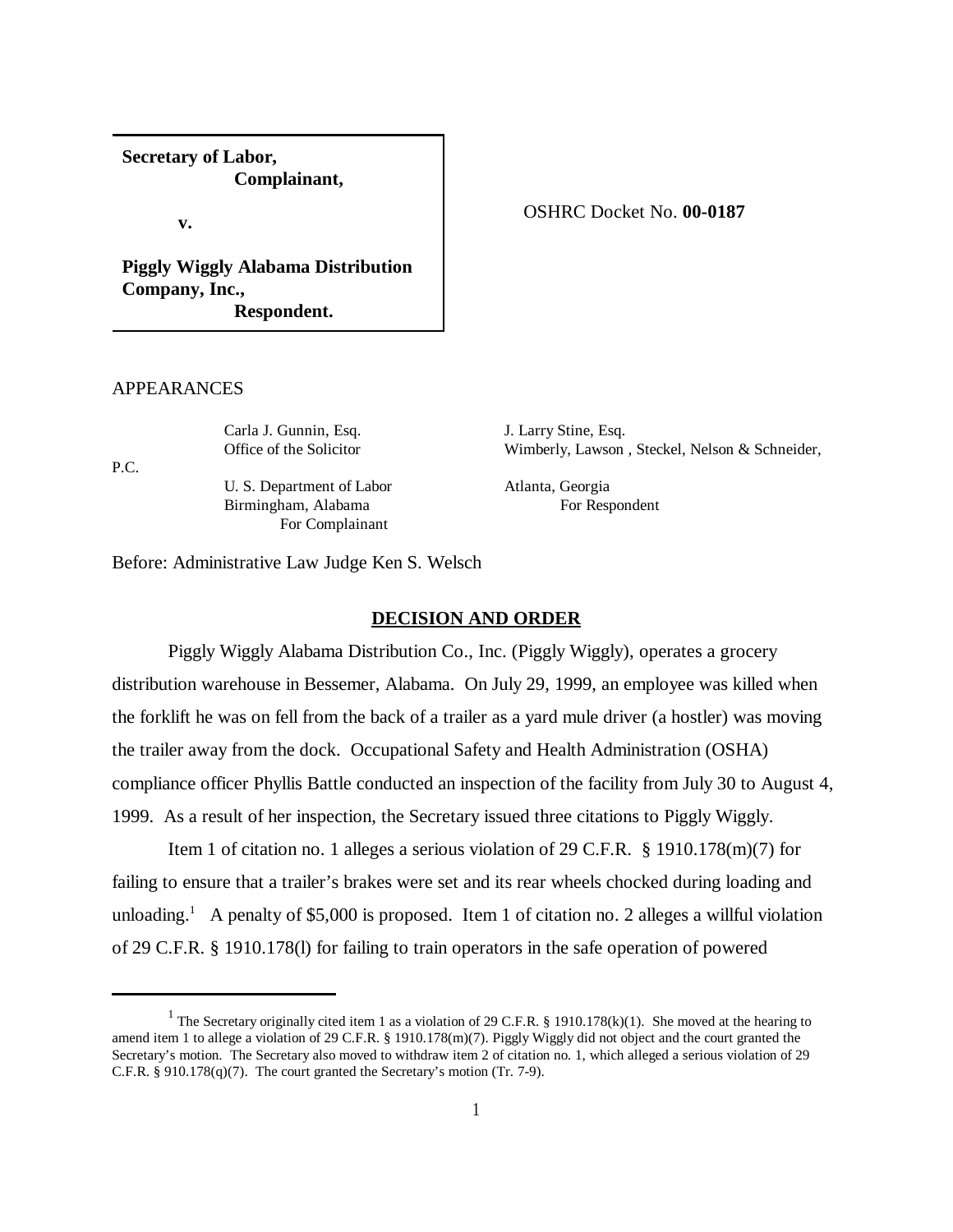**Secretary of Labor,**
**Complainant,**

**v.**

**Piggly Wiggly Alabama Distribution Company, Inc.,**
**Respondent.**

OSHRC Docket No. **00-0187**

APPEARANCES

Carla J. Gunnin, Esq.
Office of the Solicitor
U. S. Department of Labor
Birmingham, Alabama
For Complainant

J. Larry Stine, Esq.
Wimberly, Lawson , Steckel, Nelson & Schneider, P.C.
Atlanta, Georgia
For Respondent

Before: Administrative Law Judge Ken S. Welsch

## DECISION AND ORDER

Piggly Wiggly Alabama Distribution Co., Inc. (Piggly Wiggly), operates a grocery distribution warehouse in Bessemer, Alabama. On July 29, 1999, an employee was killed when the forklift he was on fell from the back of a trailer as a yard mule driver (a hostler) was moving the trailer away from the dock. Occupational Safety and Health Administration (OSHA) compliance officer Phyllis Battle conducted an inspection of the facility from July 30 to August 4, 1999. As a result of her inspection, the Secretary issued three citations to Piggly Wiggly.

Item 1 of citation no. 1 alleges a serious violation of 29 C.F.R. § 1910.178(m)(7) for failing to ensure that a trailer's brakes were set and its rear wheels chocked during loading and unloading.[1] A penalty of $5,000 is proposed. Item 1 of citation no. 2 alleges a willful violation of 29 C.F.R. § 1910.178(l) for failing to train operators in the safe operation of powered

[1] The Secretary originally cited item 1 as a violation of 29 C.F.R. § 1910.178(k)(1). She moved at the hearing to amend item 1 to allege a violation of 29 C.F.R. § 1910.178(m)(7). Piggly Wiggly did not object and the court granted the Secretary's motion. The Secretary also moved to withdraw item 2 of citation no. 1, which alleged a serious violation of 29 C.F.R. § 910.178(q)(7). The court granted the Secretary's motion (Tr. 7-9).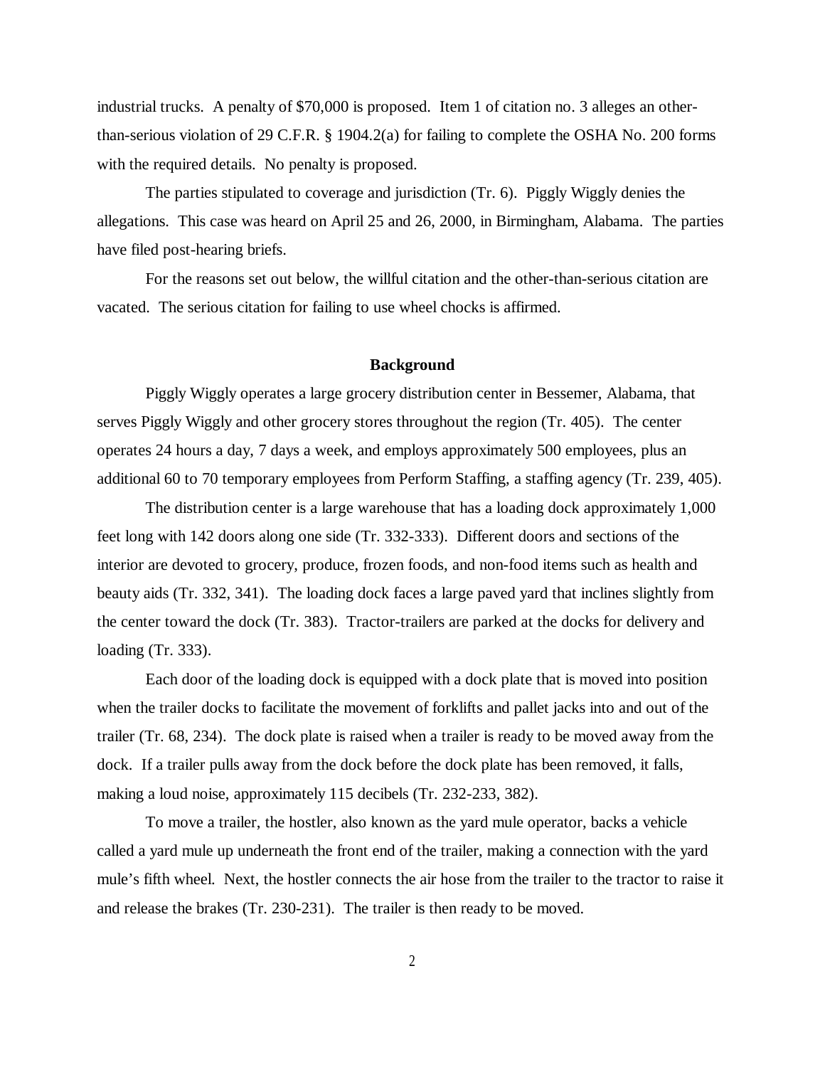industrial trucks. A penalty of $70,000 is proposed. Item 1 of citation no. 3 alleges an other-than-serious violation of 29 C.F.R. § 1904.2(a) for failing to complete the OSHA No. 200 forms with the required details. No penalty is proposed.

The parties stipulated to coverage and jurisdiction (Tr. 6). Piggly Wiggly denies the allegations. This case was heard on April 25 and 26, 2000, in Birmingham, Alabama. The parties have filed post-hearing briefs.

For the reasons set out below, the willful citation and the other-than-serious citation are vacated. The serious citation for failing to use wheel chocks is affirmed.

## Background

Piggly Wiggly operates a large grocery distribution center in Bessemer, Alabama, that serves Piggly Wiggly and other grocery stores throughout the region (Tr. 405). The center operates 24 hours a day, 7 days a week, and employs approximately 500 employees, plus an additional 60 to 70 temporary employees from Perform Staffing, a staffing agency (Tr. 239, 405).

The distribution center is a large warehouse that has a loading dock approximately 1,000 feet long with 142 doors along one side (Tr. 332-333). Different doors and sections of the interior are devoted to grocery, produce, frozen foods, and non-food items such as health and beauty aids (Tr. 332, 341). The loading dock faces a large paved yard that inclines slightly from the center toward the dock (Tr. 383). Tractor-trailers are parked at the docks for delivery and loading (Tr. 333).

Each door of the loading dock is equipped with a dock plate that is moved into position when the trailer docks to facilitate the movement of forklifts and pallet jacks into and out of the trailer (Tr. 68, 234). The dock plate is raised when a trailer is ready to be moved away from the dock. If a trailer pulls away from the dock before the dock plate has been removed, it falls, making a loud noise, approximately 115 decibels (Tr. 232-233, 382).

To move a trailer, the hostler, also known as the yard mule operator, backs a vehicle called a yard mule up underneath the front end of the trailer, making a connection with the yard mule's fifth wheel. Next, the hostler connects the air hose from the trailer to the tractor to raise it and release the brakes (Tr. 230-231). The trailer is then ready to be moved.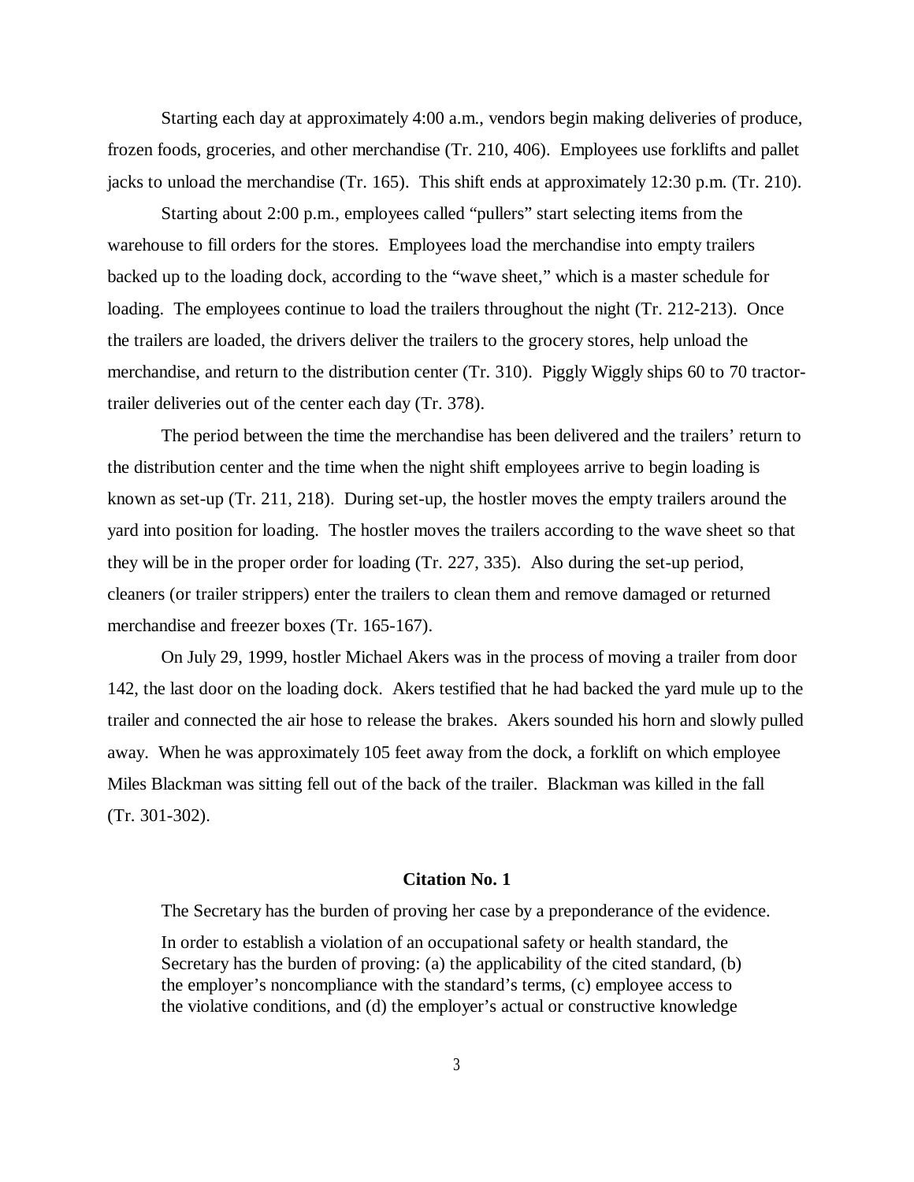Starting each day at approximately 4:00 a.m., vendors begin making deliveries of produce, frozen foods, groceries, and other merchandise (Tr. 210, 406). Employees use forklifts and pallet jacks to unload the merchandise (Tr. 165). This shift ends at approximately 12:30 p.m. (Tr. 210).

Starting about 2:00 p.m., employees called "pullers" start selecting items from the warehouse to fill orders for the stores. Employees load the merchandise into empty trailers backed up to the loading dock, according to the "wave sheet," which is a master schedule for loading. The employees continue to load the trailers throughout the night (Tr. 212-213). Once the trailers are loaded, the drivers deliver the trailers to the grocery stores, help unload the merchandise, and return to the distribution center (Tr. 310). Piggly Wiggly ships 60 to 70 tractor-trailer deliveries out of the center each day (Tr. 378).

The period between the time the merchandise has been delivered and the trailers' return to the distribution center and the time when the night shift employees arrive to begin loading is known as set-up (Tr. 211, 218). During set-up, the hostler moves the empty trailers around the yard into position for loading. The hostler moves the trailers according to the wave sheet so that they will be in the proper order for loading (Tr. 227, 335). Also during the set-up period, cleaners (or trailer strippers) enter the trailers to clean them and remove damaged or returned merchandise and freezer boxes (Tr. 165-167).

On July 29, 1999, hostler Michael Akers was in the process of moving a trailer from door 142, the last door on the loading dock. Akers testified that he had backed the yard mule up to the trailer and connected the air hose to release the brakes. Akers sounded his horn and slowly pulled away. When he was approximately 105 feet away from the dock, a forklift on which employee Miles Blackman was sitting fell out of the back of the trailer. Blackman was killed in the fall (Tr. 301-302).

## Citation No. 1

The Secretary has the burden of proving her case by a preponderance of the evidence.

> In order to establish a violation of an occupational safety or health standard, the Secretary has the burden of proving: (a) the applicability of the cited standard, (b) the employer's noncompliance with the standard's terms, (c) employee access to the violative conditions, and (d) the employer's actual or constructive knowledge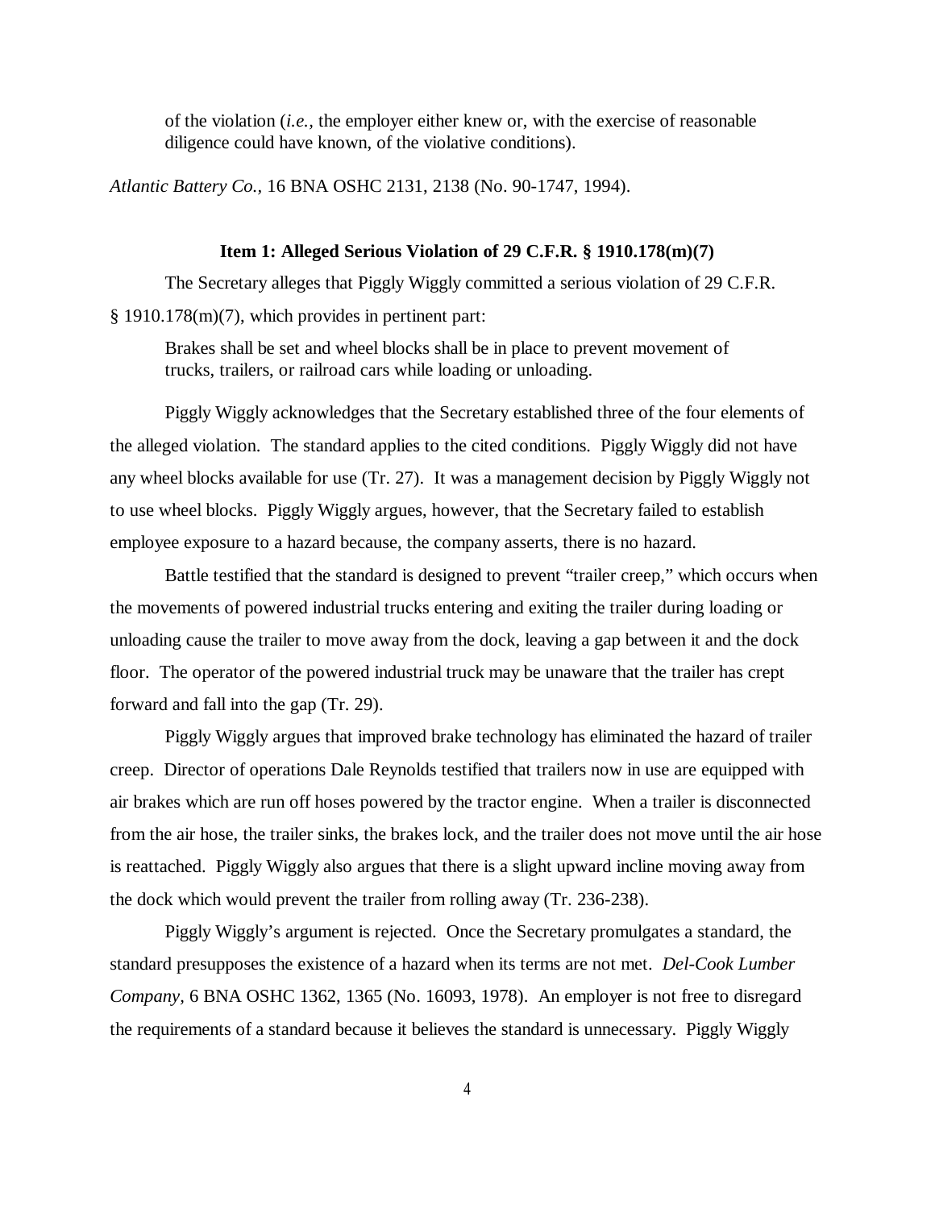> of the violation (*i.e.*, the employer either knew or, with the exercise of reasonable diligence could have known, of the violative conditions).

*Atlantic Battery Co.*, 16 BNA OSHC 2131, 2138 (No. 90-1747, 1994).

### Item 1: Alleged Serious Violation of 29 C.F.R. § 1910.178(m)(7)

The Secretary alleges that Piggly Wiggly committed a serious violation of 29 C.F.R. § 1910.178(m)(7), which provides in pertinent part:

> Brakes shall be set and wheel blocks shall be in place to prevent movement of trucks, trailers, or railroad cars while loading or unloading.

Piggly Wiggly acknowledges that the Secretary established three of the four elements of the alleged violation. The standard applies to the cited conditions. Piggly Wiggly did not have any wheel blocks available for use (Tr. 27). It was a management decision by Piggly Wiggly not to use wheel blocks. Piggly Wiggly argues, however, that the Secretary failed to establish employee exposure to a hazard because, the company asserts, there is no hazard.

Battle testified that the standard is designed to prevent "trailer creep," which occurs when the movements of powered industrial trucks entering and exiting the trailer during loading or unloading cause the trailer to move away from the dock, leaving a gap between it and the dock floor. The operator of the powered industrial truck may be unaware that the trailer has crept forward and fall into the gap (Tr. 29).

Piggly Wiggly argues that improved brake technology has eliminated the hazard of trailer creep. Director of operations Dale Reynolds testified that trailers now in use are equipped with air brakes which are run off hoses powered by the tractor engine. When a trailer is disconnected from the air hose, the trailer sinks, the brakes lock, and the trailer does not move until the air hose is reattached. Piggly Wiggly also argues that there is a slight upward incline moving away from the dock which would prevent the trailer from rolling away (Tr. 236-238).

Piggly Wiggly's argument is rejected. Once the Secretary promulgates a standard, the standard presupposes the existence of a hazard when its terms are not met. *Del-Cook Lumber Company*, 6 BNA OSHC 1362, 1365 (No. 16093, 1978). An employer is not free to disregard the requirements of a standard because it believes the standard is unnecessary. Piggly Wiggly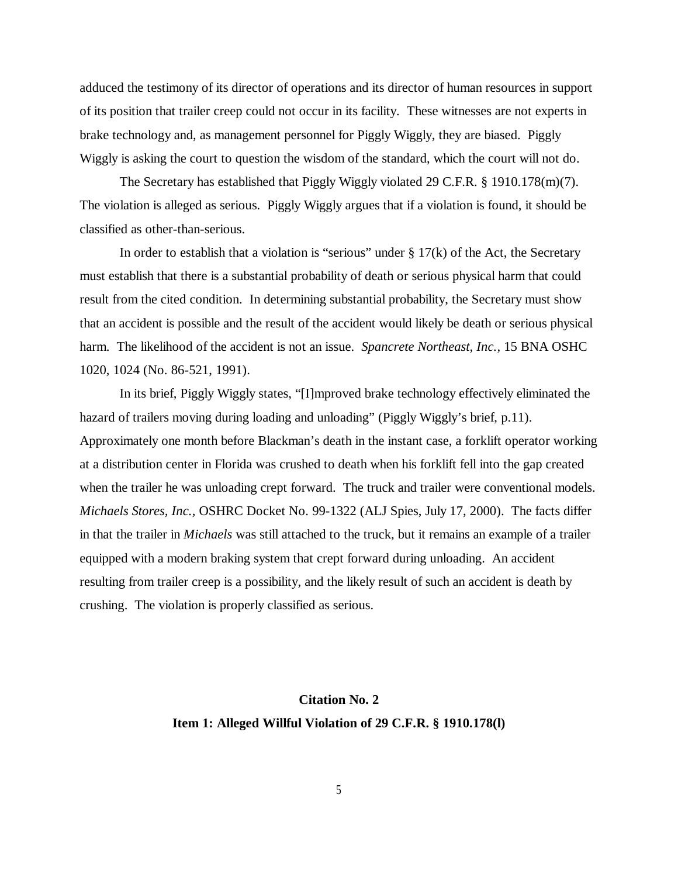adduced the testimony of its director of operations and its director of human resources in support of its position that trailer creep could not occur in its facility. These witnesses are not experts in brake technology and, as management personnel for Piggly Wiggly, they are biased. Piggly Wiggly is asking the court to question the wisdom of the standard, which the court will not do.

The Secretary has established that Piggly Wiggly violated 29 C.F.R. § 1910.178(m)(7). The violation is alleged as serious. Piggly Wiggly argues that if a violation is found, it should be classified as other-than-serious.

In order to establish that a violation is "serious" under § 17(k) of the Act, the Secretary must establish that there is a substantial probability of death or serious physical harm that could result from the cited condition. In determining substantial probability, the Secretary must show that an accident is possible and the result of the accident would likely be death or serious physical harm. The likelihood of the accident is not an issue. *Spancrete Northeast, Inc.,* 15 BNA OSHC 1020, 1024 (No. 86-521, 1991).

In its brief, Piggly Wiggly states, "[I]mproved brake technology effectively eliminated the hazard of trailers moving during loading and unloading" (Piggly Wiggly's brief, p.11). Approximately one month before Blackman's death in the instant case, a forklift operator working at a distribution center in Florida was crushed to death when his forklift fell into the gap created when the trailer he was unloading crept forward. The truck and trailer were conventional models. *Michaels Stores, Inc.,* OSHRC Docket No. 99-1322 (ALJ Spies, July 17, 2000). The facts differ in that the trailer in *Michaels* was still attached to the truck, but it remains an example of a trailer equipped with a modern braking system that crept forward during unloading. An accident resulting from trailer creep is a possibility, and the likely result of such an accident is death by crushing. The violation is properly classified as serious.

**Citation No. 2**

**Item 1: Alleged Willful Violation of 29 C.F.R. § 1910.178(l)**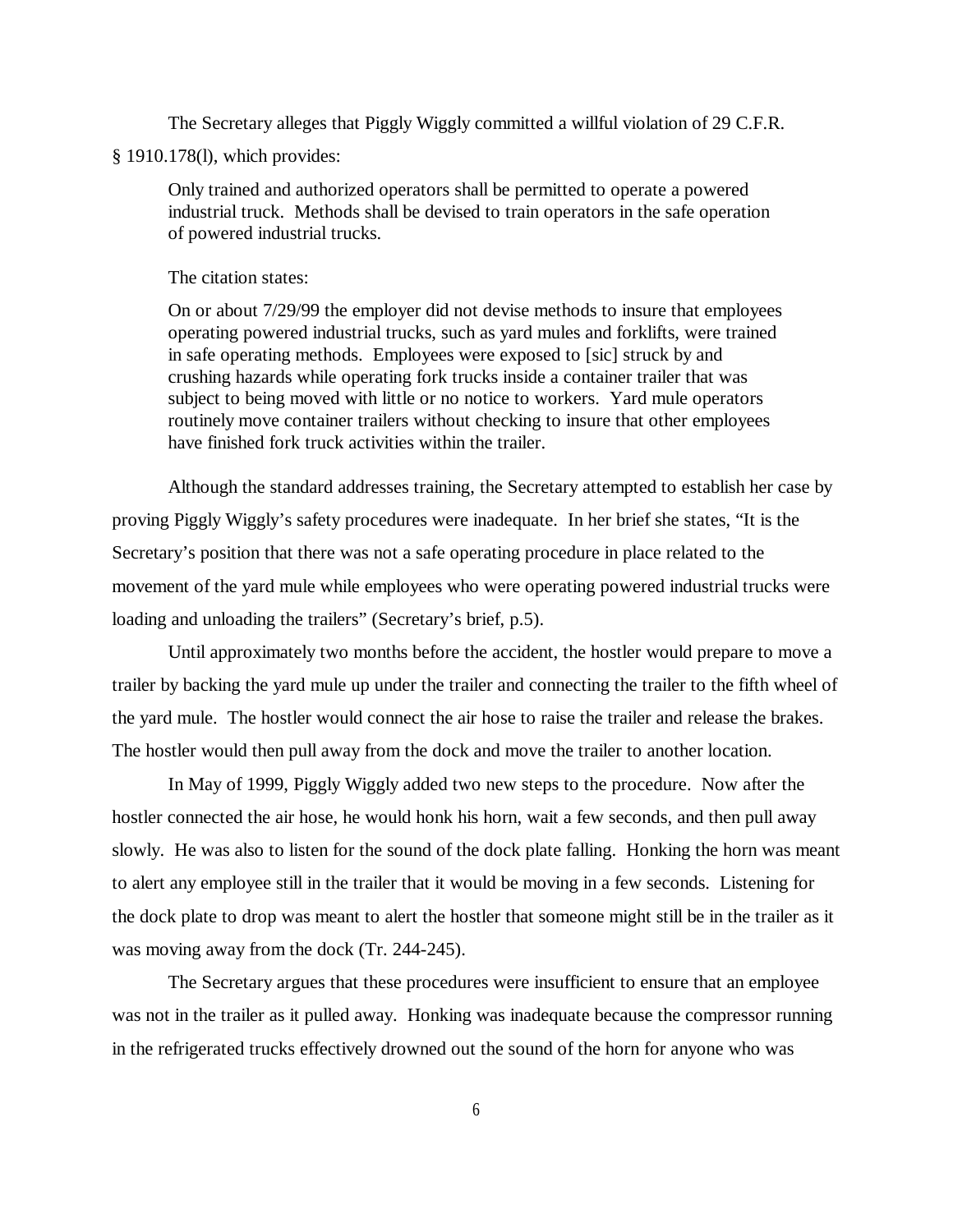The Secretary alleges that Piggly Wiggly committed a willful violation of 29 C.F.R. § 1910.178(l), which provides:

> Only trained and authorized operators shall be permitted to operate a powered industrial truck. Methods shall be devised to train operators in the safe operation of powered industrial trucks.

The citation states:

> On or about 7/29/99 the employer did not devise methods to insure that employees operating powered industrial trucks, such as yard mules and forklifts, were trained in safe operating methods. Employees were exposed to [sic] struck by and crushing hazards while operating fork trucks inside a container trailer that was subject to being moved with little or no notice to workers. Yard mule operators routinely move container trailers without checking to insure that other employees have finished fork truck activities within the trailer.

Although the standard addresses training, the Secretary attempted to establish her case by proving Piggly Wiggly's safety procedures were inadequate. In her brief she states, "It is the Secretary's position that there was not a safe operating procedure in place related to the movement of the yard mule while employees who were operating powered industrial trucks were loading and unloading the trailers" (Secretary's brief, p.5).

Until approximately two months before the accident, the hostler would prepare to move a trailer by backing the yard mule up under the trailer and connecting the trailer to the fifth wheel of the yard mule. The hostler would connect the air hose to raise the trailer and release the brakes. The hostler would then pull away from the dock and move the trailer to another location.

In May of 1999, Piggly Wiggly added two new steps to the procedure. Now after the hostler connected the air hose, he would honk his horn, wait a few seconds, and then pull away slowly. He was also to listen for the sound of the dock plate falling. Honking the horn was meant to alert any employee still in the trailer that it would be moving in a few seconds. Listening for the dock plate to drop was meant to alert the hostler that someone might still be in the trailer as it was moving away from the dock (Tr. 244-245).

The Secretary argues that these procedures were insufficient to ensure that an employee was not in the trailer as it pulled away. Honking was inadequate because the compressor running in the refrigerated trucks effectively drowned out the sound of the horn for anyone who was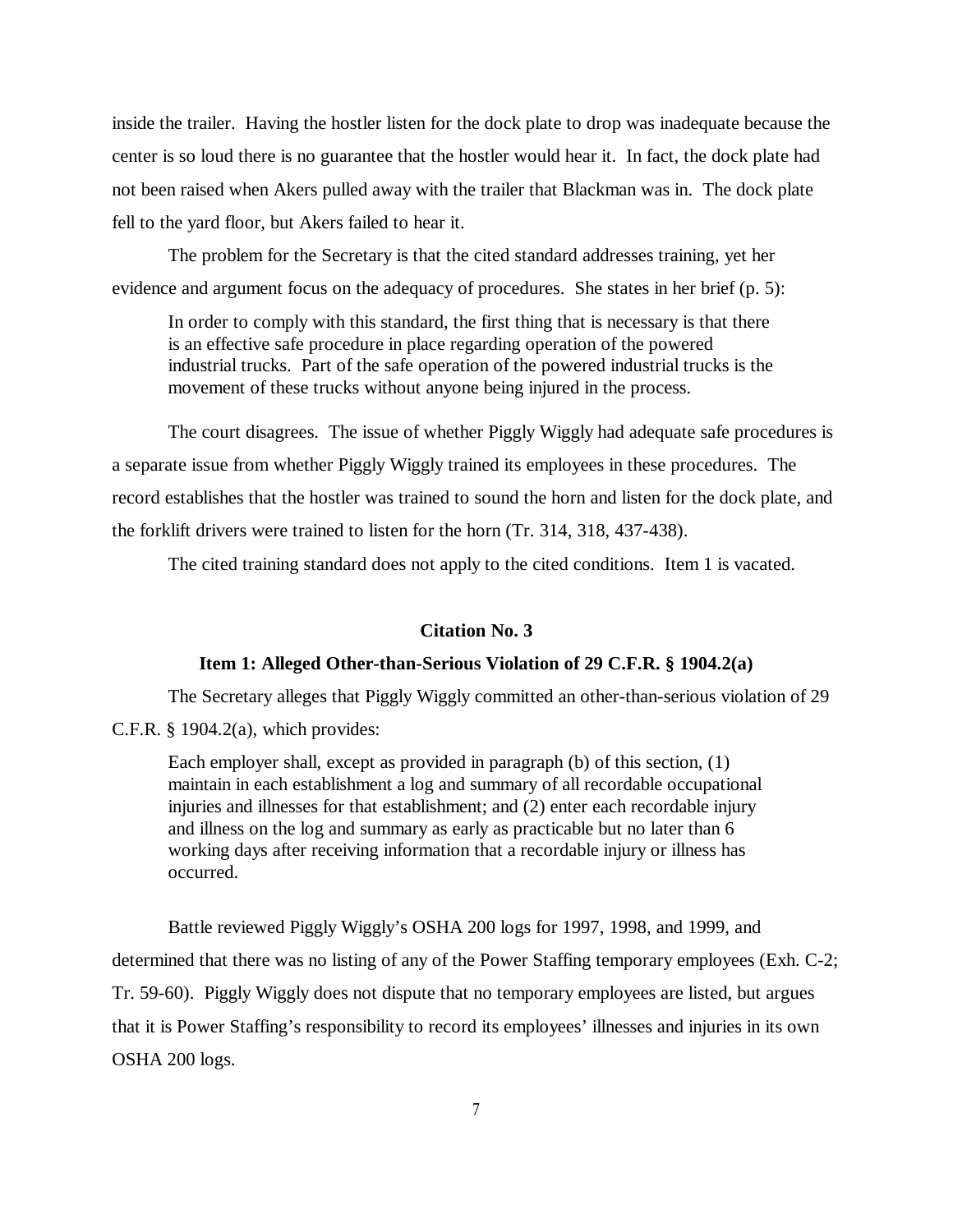inside the trailer. Having the hostler listen for the dock plate to drop was inadequate because the center is so loud there is no guarantee that the hostler would hear it. In fact, the dock plate had not been raised when Akers pulled away with the trailer that Blackman was in. The dock plate fell to the yard floor, but Akers failed to hear it.

The problem for the Secretary is that the cited standard addresses training, yet her evidence and argument focus on the adequacy of procedures. She states in her brief (p. 5):

> In order to comply with this standard, the first thing that is necessary is that there is an effective safe procedure in place regarding operation of the powered industrial trucks. Part of the safe operation of the powered industrial trucks is the movement of these trucks without anyone being injured in the process.

The court disagrees. The issue of whether Piggly Wiggly had adequate safe procedures is a separate issue from whether Piggly Wiggly trained its employees in these procedures. The record establishes that the hostler was trained to sound the horn and listen for the dock plate, and the forklift drivers were trained to listen for the horn (Tr. 314, 318, 437-438).

The cited training standard does not apply to the cited conditions. Item 1 is vacated.

### Citation No. 3

#### Item 1: Alleged Other-than-Serious Violation of 29 C.F.R. § 1904.2(a)

The Secretary alleges that Piggly Wiggly committed an other-than-serious violation of 29 C.F.R. § 1904.2(a), which provides:

> Each employer shall, except as provided in paragraph (b) of this section, (1) maintain in each establishment a log and summary of all recordable occupational injuries and illnesses for that establishment; and (2) enter each recordable injury and illness on the log and summary as early as practicable but no later than 6 working days after receiving information that a recordable injury or illness has occurred.

Battle reviewed Piggly Wiggly's OSHA 200 logs for 1997, 1998, and 1999, and determined that there was no listing of any of the Power Staffing temporary employees (Exh. C-2; Tr. 59-60). Piggly Wiggly does not dispute that no temporary employees are listed, but argues that it is Power Staffing's responsibility to record its employees' illnesses and injuries in its own OSHA 200 logs.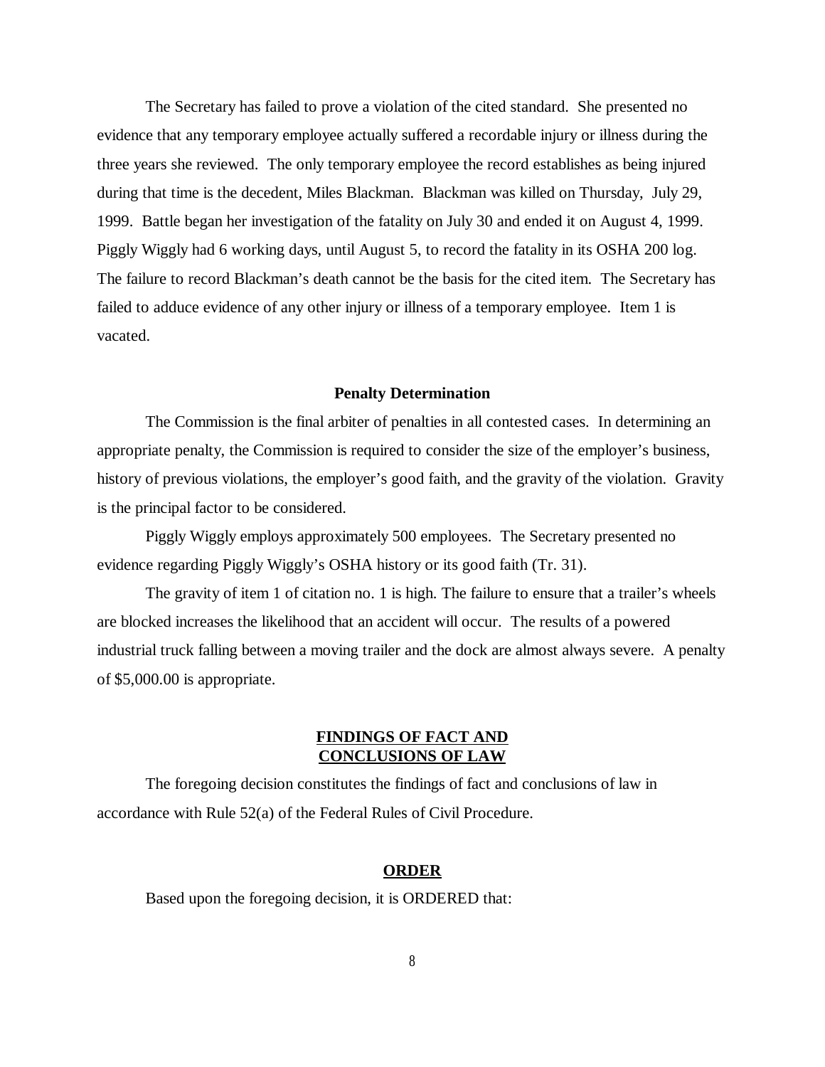The Secretary has failed to prove a violation of the cited standard. She presented no evidence that any temporary employee actually suffered a recordable injury or illness during the three years she reviewed. The only temporary employee the record establishes as being injured during that time is the decedent, Miles Blackman. Blackman was killed on Thursday, July 29, 1999. Battle began her investigation of the fatality on July 30 and ended it on August 4, 1999. Piggly Wiggly had 6 working days, until August 5, to record the fatality in its OSHA 200 log. The failure to record Blackman's death cannot be the basis for the cited item. The Secretary has failed to adduce evidence of any other injury or illness of a temporary employee. Item 1 is vacated.

## Penalty Determination

The Commission is the final arbiter of penalties in all contested cases. In determining an appropriate penalty, the Commission is required to consider the size of the employer's business, history of previous violations, the employer's good faith, and the gravity of the violation. Gravity is the principal factor to be considered.

Piggly Wiggly employs approximately 500 employees. The Secretary presented no evidence regarding Piggly Wiggly's OSHA history or its good faith (Tr. 31).

The gravity of item 1 of citation no. 1 is high. The failure to ensure that a trailer's wheels are blocked increases the likelihood that an accident will occur. The results of a powered industrial truck falling between a moving trailer and the dock are almost always severe. A penalty of $5,000.00 is appropriate.

## FINDINGS OF FACT AND CONCLUSIONS OF LAW

The foregoing decision constitutes the findings of fact and conclusions of law in accordance with Rule 52(a) of the Federal Rules of Civil Procedure.

## ORDER

Based upon the foregoing decision, it is ORDERED that: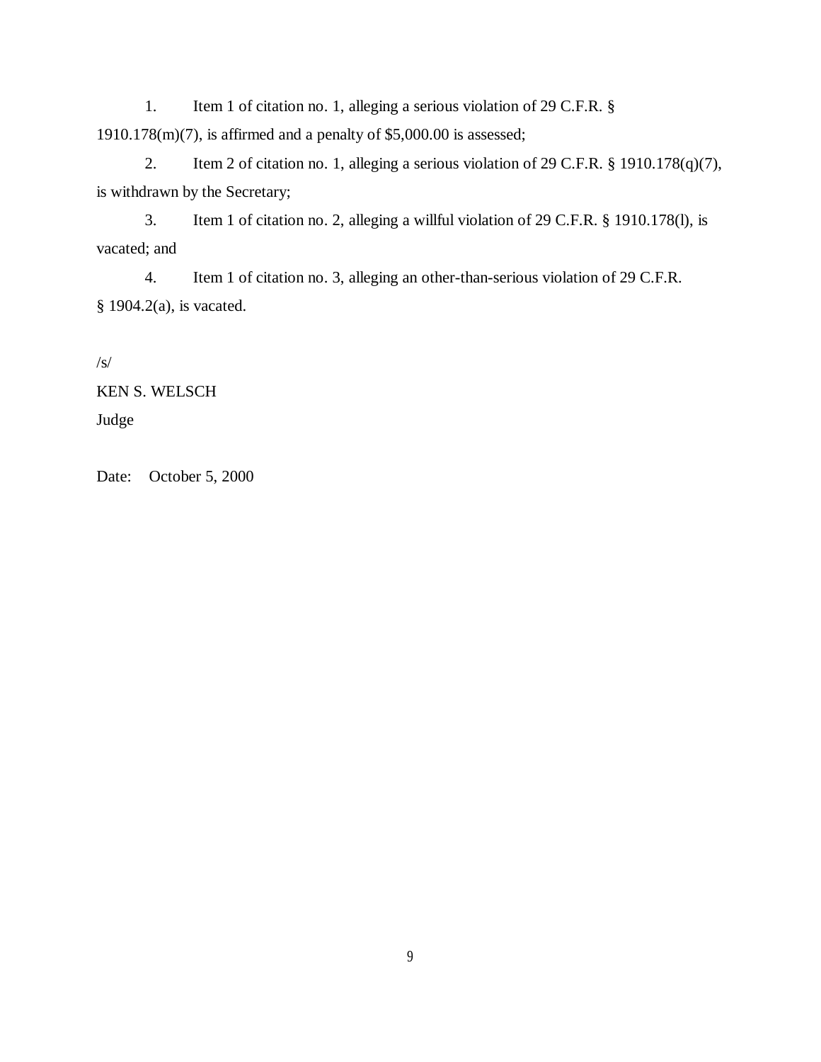1. Item 1 of citation no. 1, alleging a serious violation of 29 C.F.R. § 1910.178(m)(7), is affirmed and a penalty of $5,000.00 is assessed;

2. Item 2 of citation no. 1, alleging a serious violation of 29 C.F.R. § 1910.178(q)(7), is withdrawn by the Secretary;

3. Item 1 of citation no. 2, alleging a willful violation of 29 C.F.R. § 1910.178(l), is vacated; and

4. Item 1 of citation no. 3, alleging an other-than-serious violation of 29 C.F.R. § 1904.2(a), is vacated.

/s/

KEN S. WELSCH

Judge

Date: October 5, 2000